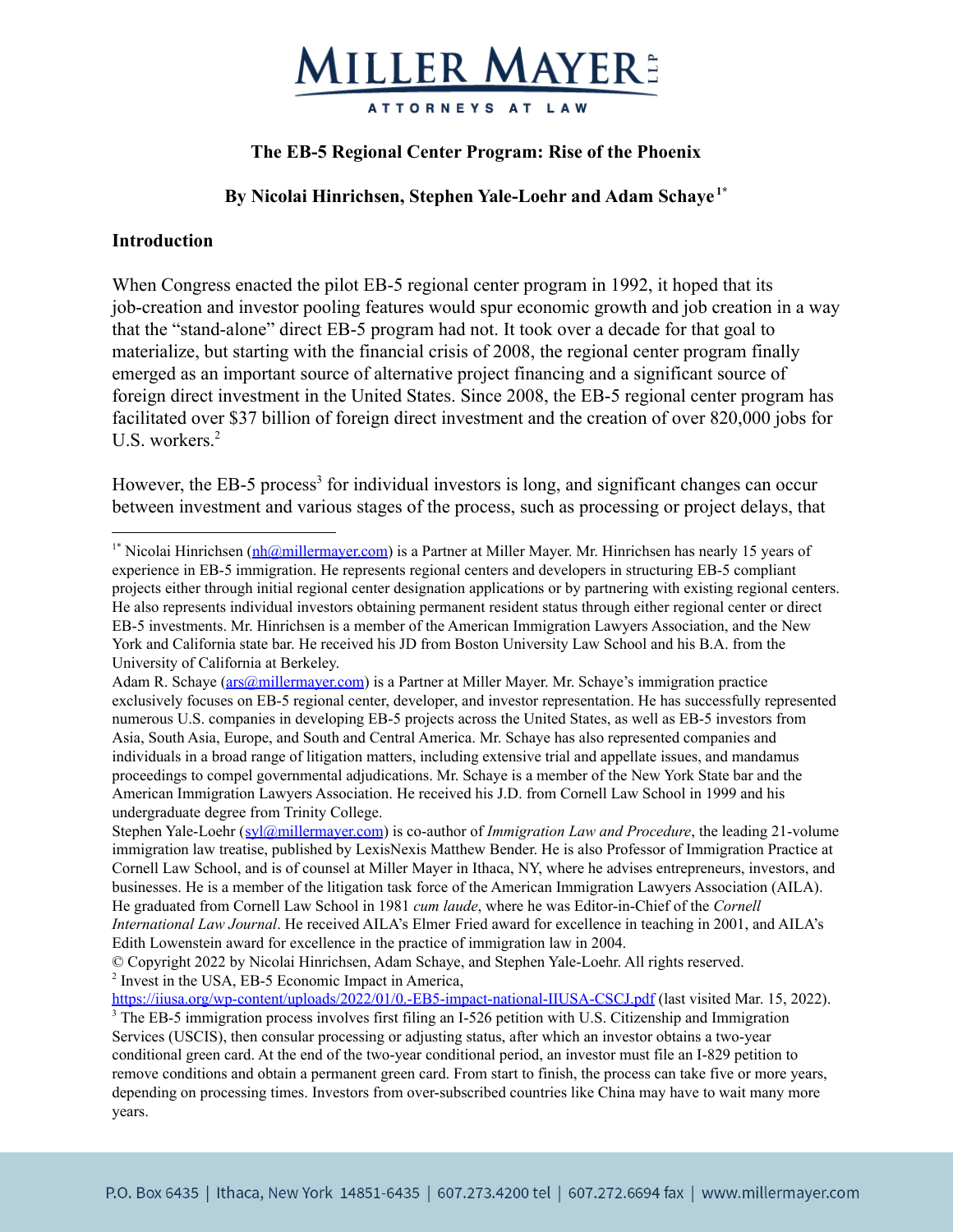# The EB-5 Regional Center Program: Rise of the Phoenix

**By Nicolai Hinrichsen, Stephen Yale-Loehr and Adam Schaye[1*]**

## Introduction

When Congress enacted the pilot EB-5 regional center program in 1992, it hoped that its job-creation and investor pooling features would spur economic growth and job creation in a way that the "stand-alone" direct EB-5 program had not. It took over a decade for that goal to materialize, but starting with the financial crisis of 2008, the regional center program finally emerged as an important source of alternative project financing and a significant source of foreign direct investment in the United States. Since 2008, the EB-5 regional center program has facilitated over $37 billion of foreign direct investment and the creation of over 820,000 jobs for U.S. workers.[2]

However, the EB-5 process[3] for individual investors is long, and significant changes can occur between investment and various stages of the process, such as processing or project delays, that

---

[1*] Nicolai Hinrichsen (nh@millermayer.com) is a Partner at Miller Mayer. Mr. Hinrichsen has nearly 15 years of experience in EB-5 immigration. He represents regional centers and developers in structuring EB-5 compliant projects either through initial regional center designation applications or by partnering with existing regional centers. He also represents individual investors obtaining permanent resident status through either regional center or direct EB-5 investments. Mr. Hinrichsen is a member of the American Immigration Lawyers Association, and the New York and California state bar. He received his JD from Boston University Law School and his B.A. from the University of California at Berkeley.

Adam R. Schaye (ars@millermayer.com) is a Partner at Miller Mayer. Mr. Schaye's immigration practice exclusively focuses on EB-5 regional center, developer, and investor representation. He has successfully represented numerous U.S. companies in developing EB-5 projects across the United States, as well as EB-5 investors from Asia, South Asia, Europe, and South and Central America. Mr. Schaye has also represented companies and individuals in a broad range of litigation matters, including extensive trial and appellate issues, and mandamus proceedings to compel governmental adjudications. Mr. Schaye is a member of the New York State bar and the American Immigration Lawyers Association. He received his J.D. from Cornell Law School in 1999 and his undergraduate degree from Trinity College.

Stephen Yale-Loehr (syl@millermayer.com) is co-author of *Immigration Law and Procedure*, the leading 21-volume immigration law treatise, published by LexisNexis Matthew Bender. He is also Professor of Immigration Practice at Cornell Law School, and is of counsel at Miller Mayer in Ithaca, NY, where he advises entrepreneurs, investors, and businesses. He is a member of the litigation task force of the American Immigration Lawyers Association (AILA). He graduated from Cornell Law School in 1981 *cum laude*, where he was Editor-in-Chief of the *Cornell International Law Journal*. He received AILA's Elmer Fried award for excellence in teaching in 2001, and AILA's Edith Lowenstein award for excellence in the practice of immigration law in 2004.

© Copyright 2022 by Nicolai Hinrichsen, Adam Schaye, and Stephen Yale-Loehr. All rights reserved.

[2] Invest in the USA, EB-5 Economic Impact in America, https://iiusa.org/wp-content/uploads/2022/01/0.-EB5-impact-national-IIUSA-CSCJ.pdf (last visited Mar. 15, 2022).

[3] The EB-5 immigration process involves first filing an I-526 petition with U.S. Citizenship and Immigration Services (USCIS), then consular processing or adjusting status, after which an investor obtains a two-year conditional green card. At the end of the two-year conditional period, an investor must file an I-829 petition to remove conditions and obtain a permanent green card. From start to finish, the process can take five or more years, depending on processing times. Investors from over-subscribed countries like China may have to wait many more years.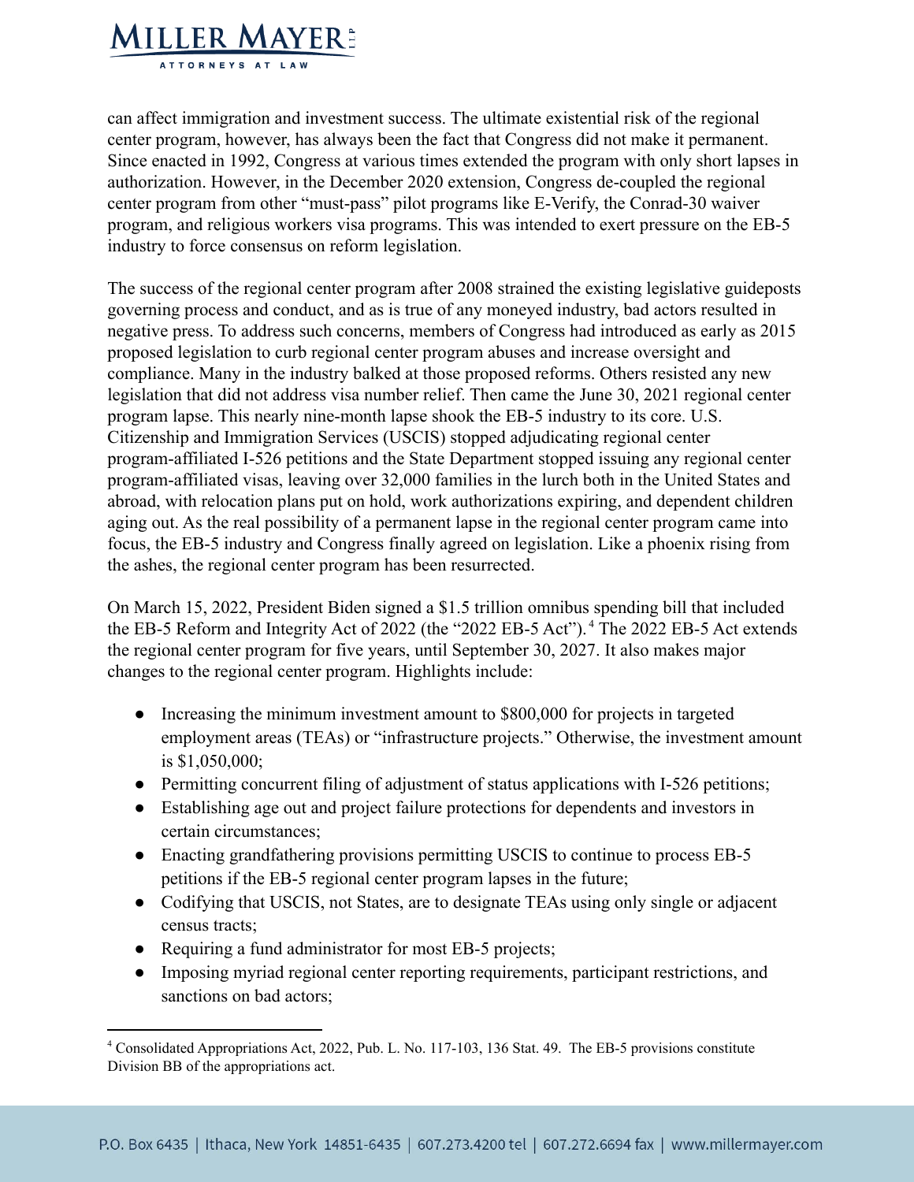can affect immigration and investment success. The ultimate existential risk of the regional center program, however, has always been the fact that Congress did not make it permanent. Since enacted in 1992, Congress at various times extended the program with only short lapses in authorization. However, in the December 2020 extension, Congress de-coupled the regional center program from other "must-pass" pilot programs like E-Verify, the Conrad-30 waiver program, and religious workers visa programs. This was intended to exert pressure on the EB-5 industry to force consensus on reform legislation.

The success of the regional center program after 2008 strained the existing legislative guideposts governing process and conduct, and as is true of any moneyed industry, bad actors resulted in negative press. To address such concerns, members of Congress had introduced as early as 2015 proposed legislation to curb regional center program abuses and increase oversight and compliance. Many in the industry balked at those proposed reforms. Others resisted any new legislation that did not address visa number relief. Then came the June 30, 2021 regional center program lapse. This nearly nine-month lapse shook the EB-5 industry to its core. U.S. Citizenship and Immigration Services (USCIS) stopped adjudicating regional center program-affiliated I-526 petitions and the State Department stopped issuing any regional center program-affiliated visas, leaving over 32,000 families in the lurch both in the United States and abroad, with relocation plans put on hold, work authorizations expiring, and dependent children aging out. As the real possibility of a permanent lapse in the regional center program came into focus, the EB-5 industry and Congress finally agreed on legislation. Like a phoenix rising from the ashes, the regional center program has been resurrected.

On March 15, 2022, President Biden signed a $1.5 trillion omnibus spending bill that included the EB-5 Reform and Integrity Act of 2022 (the "2022 EB-5 Act").[4] The 2022 EB-5 Act extends the regional center program for five years, until September 30, 2027. It also makes major changes to the regional center program. Highlights include:

- Increasing the minimum investment amount to $800,000 for projects in targeted employment areas (TEAs) or "infrastructure projects." Otherwise, the investment amount is $1,050,000;
- Permitting concurrent filing of adjustment of status applications with I-526 petitions;
- Establishing age out and project failure protections for dependents and investors in certain circumstances;
- Enacting grandfathering provisions permitting USCIS to continue to process EB-5 petitions if the EB-5 regional center program lapses in the future;
- Codifying that USCIS, not States, are to designate TEAs using only single or adjacent census tracts;
- Requiring a fund administrator for most EB-5 projects;
- Imposing myriad regional center reporting requirements, participant restrictions, and sanctions on bad actors;

[4] Consolidated Appropriations Act, 2022, Pub. L. No. 117-103, 136 Stat. 49. The EB-5 provisions constitute Division BB of the appropriations act.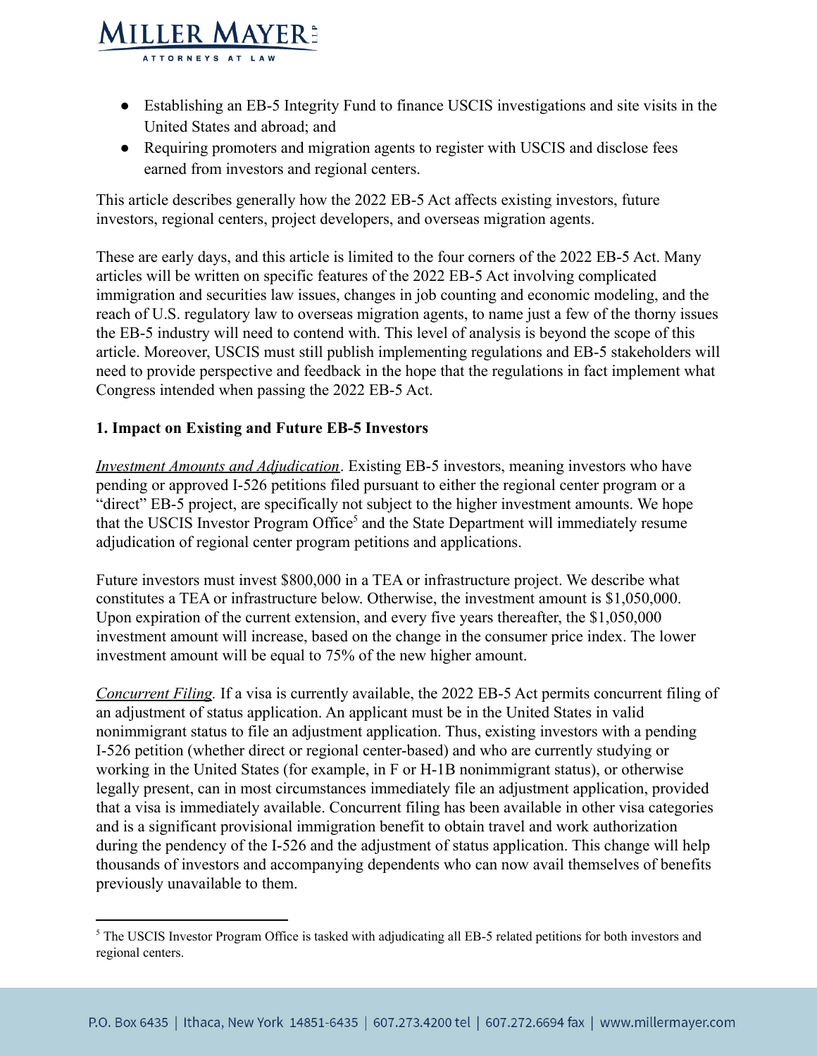- Establishing an EB-5 Integrity Fund to finance USCIS investigations and site visits in the United States and abroad; and
- Requiring promoters and migration agents to register with USCIS and disclose fees earned from investors and regional centers.

This article describes generally how the 2022 EB-5 Act affects existing investors, future investors, regional centers, project developers, and overseas migration agents.

These are early days, and this article is limited to the four corners of the 2022 EB-5 Act. Many articles will be written on specific features of the 2022 EB-5 Act involving complicated immigration and securities law issues, changes in job counting and economic modeling, and the reach of U.S. regulatory law to overseas migration agents, to name just a few of the thorny issues the EB-5 industry will need to contend with. This level of analysis is beyond the scope of this article. Moreover, USCIS must still publish implementing regulations and EB-5 stakeholders will need to provide perspective and feedback in the hope that the regulations in fact implement what Congress intended when passing the 2022 EB-5 Act.

**1. Impact on Existing and Future EB-5 Investors**

*Investment Amounts and Adjudication*. Existing EB-5 investors, meaning investors who have pending or approved I-526 petitions filed pursuant to either the regional center program or a "direct" EB-5 project, are specifically not subject to the higher investment amounts. We hope that the USCIS Investor Program Office[5] and the State Department will immediately resume adjudication of regional center program petitions and applications.

Future investors must invest $800,000 in a TEA or infrastructure project. We describe what constitutes a TEA or infrastructure below. Otherwise, the investment amount is $1,050,000. Upon expiration of the current extension, and every five years thereafter, the $1,050,000 investment amount will increase, based on the change in the consumer price index. The lower investment amount will be equal to 75% of the new higher amount.

*Concurrent Filing.* If a visa is currently available, the 2022 EB-5 Act permits concurrent filing of an adjustment of status application. An applicant must be in the United States in valid nonimmigrant status to file an adjustment application. Thus, existing investors with a pending I-526 petition (whether direct or regional center-based) and who are currently studying or working in the United States (for example, in F or H-1B nonimmigrant status), or otherwise legally present, can in most circumstances immediately file an adjustment application, provided that a visa is immediately available. Concurrent filing has been available in other visa categories and is a significant provisional immigration benefit to obtain travel and work authorization during the pendency of the I-526 and the adjustment of status application. This change will help thousands of investors and accompanying dependents who can now avail themselves of benefits previously unavailable to them.

[5] The USCIS Investor Program Office is tasked with adjudicating all EB-5 related petitions for both investors and regional centers.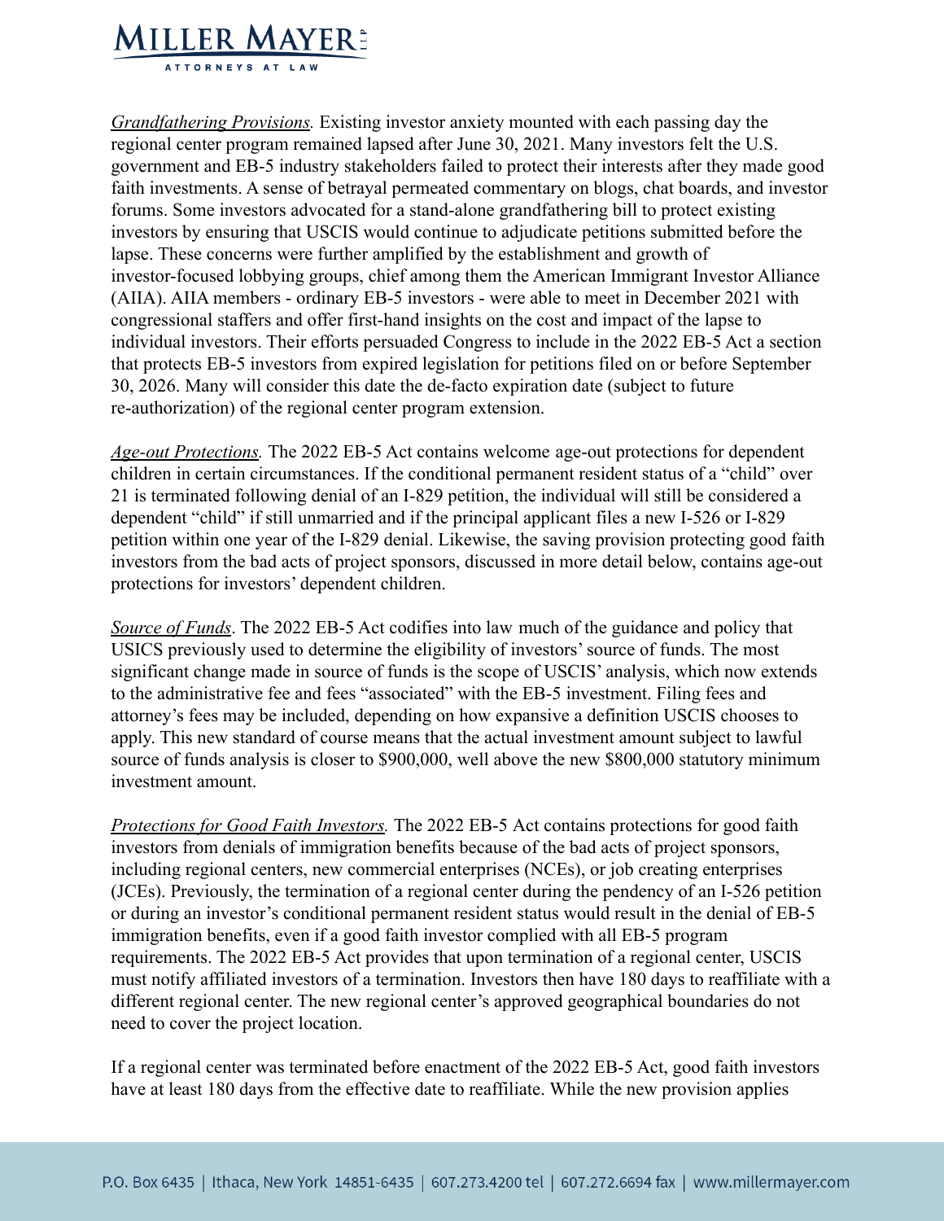*Grandfathering Provisions.* Existing investor anxiety mounted with each passing day the regional center program remained lapsed after June 30, 2021. Many investors felt the U.S. government and EB-5 industry stakeholders failed to protect their interests after they made good faith investments. A sense of betrayal permeated commentary on blogs, chat boards, and investor forums. Some investors advocated for a stand-alone grandfathering bill to protect existing investors by ensuring that USCIS would continue to adjudicate petitions submitted before the lapse. These concerns were further amplified by the establishment and growth of investor-focused lobbying groups, chief among them the American Immigrant Investor Alliance (AIIA). AIIA members - ordinary EB-5 investors - were able to meet in December 2021 with congressional staffers and offer first-hand insights on the cost and impact of the lapse to individual investors. Their efforts persuaded Congress to include in the 2022 EB-5 Act a section that protects EB-5 investors from expired legislation for petitions filed on or before September 30, 2026. Many will consider this date the de-facto expiration date (subject to future re-authorization) of the regional center program extension.

*Age-out Protections.* The 2022 EB-5 Act contains welcome age-out protections for dependent children in certain circumstances. If the conditional permanent resident status of a "child" over 21 is terminated following denial of an I-829 petition, the individual will still be considered a dependent "child" if still unmarried and if the principal applicant files a new I-526 or I-829 petition within one year of the I-829 denial. Likewise, the saving provision protecting good faith investors from the bad acts of project sponsors, discussed in more detail below, contains age-out protections for investors' dependent children.

*Source of Funds*. The 2022 EB-5 Act codifies into law much of the guidance and policy that USICS previously used to determine the eligibility of investors' source of funds. The most significant change made in source of funds is the scope of USCIS' analysis, which now extends to the administrative fee and fees "associated" with the EB-5 investment. Filing fees and attorney's fees may be included, depending on how expansive a definition USCIS chooses to apply. This new standard of course means that the actual investment amount subject to lawful source of funds analysis is closer to $900,000, well above the new $800,000 statutory minimum investment amount.

*Protections for Good Faith Investors.* The 2022 EB-5 Act contains protections for good faith investors from denials of immigration benefits because of the bad acts of project sponsors, including regional centers, new commercial enterprises (NCEs), or job creating enterprises (JCEs). Previously, the termination of a regional center during the pendency of an I-526 petition or during an investor's conditional permanent resident status would result in the denial of EB-5 immigration benefits, even if a good faith investor complied with all EB-5 program requirements. The 2022 EB-5 Act provides that upon termination of a regional center, USCIS must notify affiliated investors of a termination. Investors then have 180 days to reaffiliate with a different regional center. The new regional center's approved geographical boundaries do not need to cover the project location.

If a regional center was terminated before enactment of the 2022 EB-5 Act, good faith investors have at least 180 days from the effective date to reaffiliate. While the new provision applies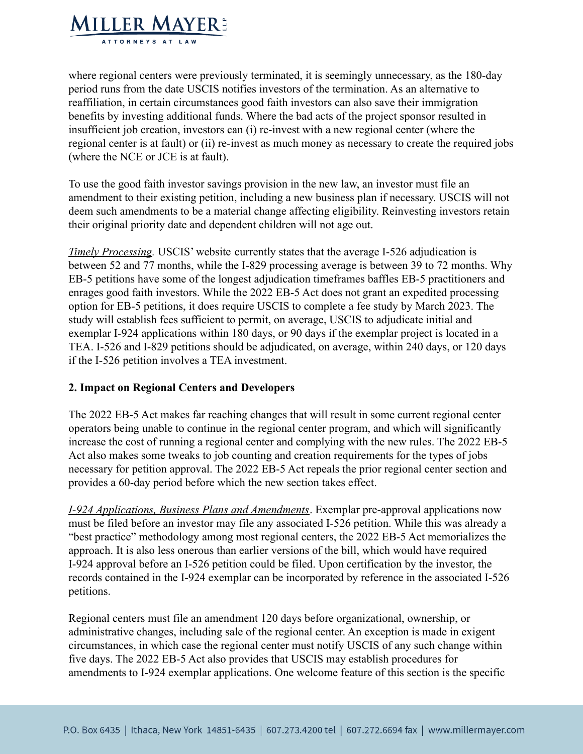where regional centers were previously terminated, it is seemingly unnecessary, as the 180-day period runs from the date USCIS notifies investors of the termination. As an alternative to reaffiliation, in certain circumstances good faith investors can also save their immigration benefits by investing additional funds. Where the bad acts of the project sponsor resulted in insufficient job creation, investors can (i) re-invest with a new regional center (where the regional center is at fault) or (ii) re-invest as much money as necessary to create the required jobs (where the NCE or JCE is at fault).

To use the good faith investor savings provision in the new law, an investor must file an amendment to their existing petition, including a new business plan if necessary. USCIS will not deem such amendments to be a material change affecting eligibility. Reinvesting investors retain their original priority date and dependent children will not age out.

*Timely Processing.* USCIS' website currently states that the average I-526 adjudication is between 52 and 77 months, while the I-829 processing average is between 39 to 72 months. Why EB-5 petitions have some of the longest adjudication timeframes baffles EB-5 practitioners and enrages good faith investors. While the 2022 EB-5 Act does not grant an expedited processing option for EB-5 petitions, it does require USCIS to complete a fee study by March 2023. The study will establish fees sufficient to permit, on average, USCIS to adjudicate initial and exemplar I-924 applications within 180 days, or 90 days if the exemplar project is located in a TEA. I-526 and I-829 petitions should be adjudicated, on average, within 240 days, or 120 days if the I-526 petition involves a TEA investment.

### 2. Impact on Regional Centers and Developers

The 2022 EB-5 Act makes far reaching changes that will result in some current regional center operators being unable to continue in the regional center program, and which will significantly increase the cost of running a regional center and complying with the new rules. The 2022 EB-5 Act also makes some tweaks to job counting and creation requirements for the types of jobs necessary for petition approval. The 2022 EB-5 Act repeals the prior regional center section and provides a 60-day period before which the new section takes effect.

*I-924 Applications, Business Plans and Amendments*. Exemplar pre-approval applications now must be filed before an investor may file any associated I-526 petition. While this was already a "best practice" methodology among most regional centers, the 2022 EB-5 Act memorializes the approach. It is also less onerous than earlier versions of the bill, which would have required I-924 approval before an I-526 petition could be filed. Upon certification by the investor, the records contained in the I-924 exemplar can be incorporated by reference in the associated I-526 petitions.

Regional centers must file an amendment 120 days before organizational, ownership, or administrative changes, including sale of the regional center. An exception is made in exigent circumstances, in which case the regional center must notify USCIS of any such change within five days. The 2022 EB-5 Act also provides that USCIS may establish procedures for amendments to I-924 exemplar applications. One welcome feature of this section is the specific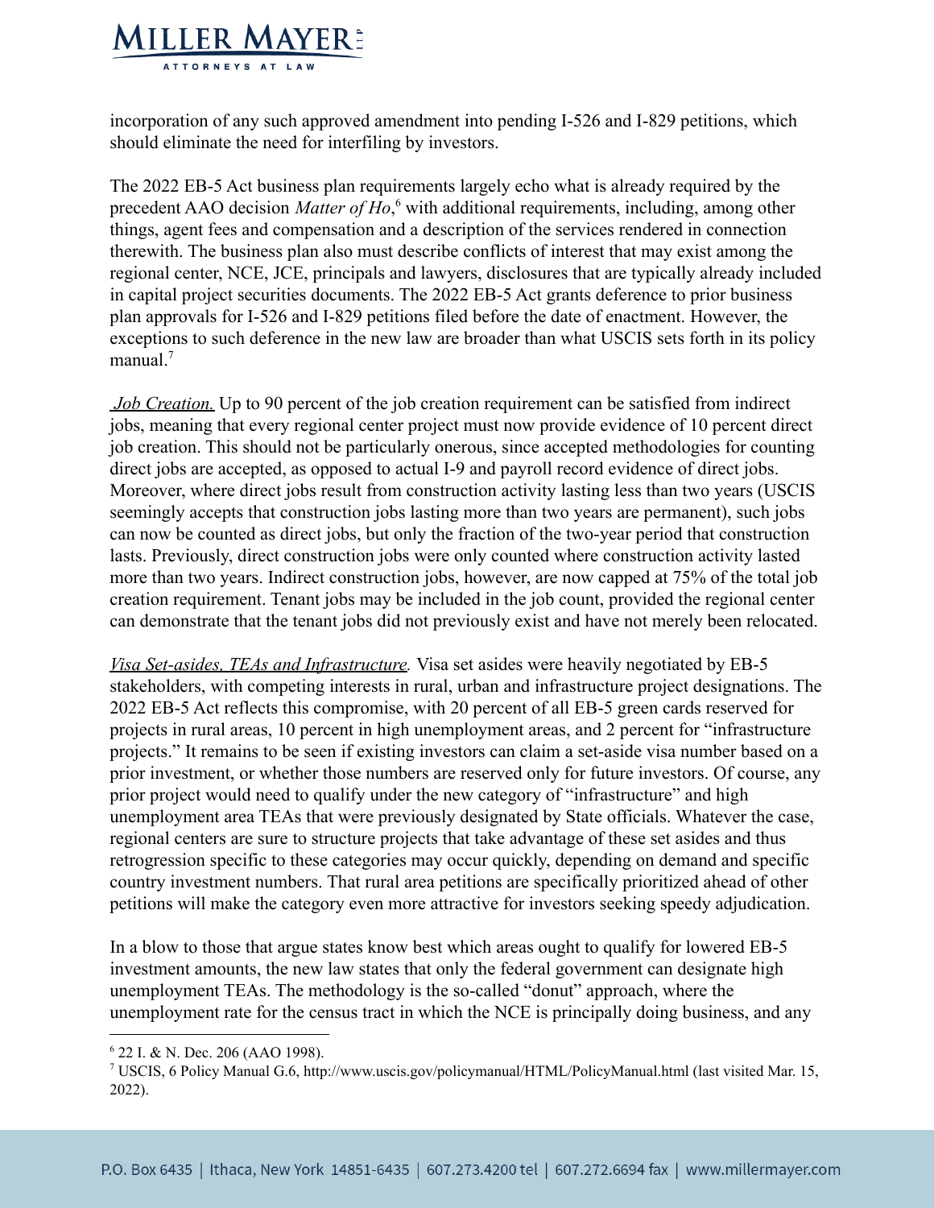incorporation of any such approved amendment into pending I-526 and I-829 petitions, which should eliminate the need for interfiling by investors.

The 2022 EB-5 Act business plan requirements largely echo what is already required by the precedent AAO decision *Matter of Ho*,[6] with additional requirements, including, among other things, agent fees and compensation and a description of the services rendered in connection therewith. The business plan also must describe conflicts of interest that may exist among the regional center, NCE, JCE, principals and lawyers, disclosures that are typically already included in capital project securities documents. The 2022 EB-5 Act grants deference to prior business plan approvals for I-526 and I-829 petitions filed before the date of enactment. However, the exceptions to such deference in the new law are broader than what USCIS sets forth in its policy manual.[7]

*Job Creation.* Up to 90 percent of the job creation requirement can be satisfied from indirect jobs, meaning that every regional center project must now provide evidence of 10 percent direct job creation. This should not be particularly onerous, since accepted methodologies for counting direct jobs are accepted, as opposed to actual I-9 and payroll record evidence of direct jobs. Moreover, where direct jobs result from construction activity lasting less than two years (USCIS seemingly accepts that construction jobs lasting more than two years are permanent), such jobs can now be counted as direct jobs, but only the fraction of the two-year period that construction lasts. Previously, direct construction jobs were only counted where construction activity lasted more than two years. Indirect construction jobs, however, are now capped at 75% of the total job creation requirement. Tenant jobs may be included in the job count, provided the regional center can demonstrate that the tenant jobs did not previously exist and have not merely been relocated.

*Visa Set-asides, TEAs and Infrastructure.* Visa set asides were heavily negotiated by EB-5 stakeholders, with competing interests in rural, urban and infrastructure project designations. The 2022 EB-5 Act reflects this compromise, with 20 percent of all EB-5 green cards reserved for projects in rural areas, 10 percent in high unemployment areas, and 2 percent for "infrastructure projects." It remains to be seen if existing investors can claim a set-aside visa number based on a prior investment, or whether those numbers are reserved only for future investors. Of course, any prior project would need to qualify under the new category of "infrastructure" and high unemployment area TEAs that were previously designated by State officials. Whatever the case, regional centers are sure to structure projects that take advantage of these set asides and thus retrogression specific to these categories may occur quickly, depending on demand and specific country investment numbers. That rural area petitions are specifically prioritized ahead of other petitions will make the category even more attractive for investors seeking speedy adjudication.

In a blow to those that argue states know best which areas ought to qualify for lowered EB-5 investment amounts, the new law states that only the federal government can designate high unemployment TEAs. The methodology is the so-called "donut" approach, where the unemployment rate for the census tract in which the NCE is principally doing business, and any

---

[6] 22 I. & N. Dec. 206 (AAO 1998).

[7] USCIS, 6 Policy Manual G.6, http://www.uscis.gov/policymanual/HTML/PolicyManual.html (last visited Mar. 15, 2022).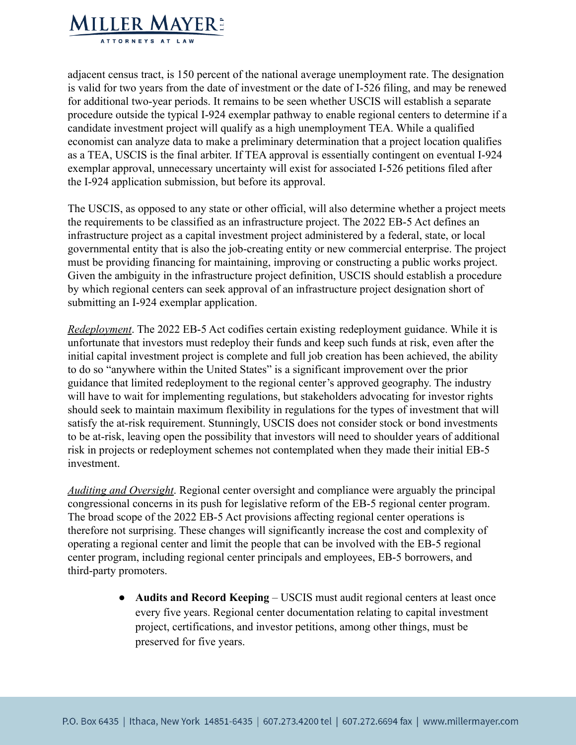adjacent census tract, is 150 percent of the national average unemployment rate. The designation is valid for two years from the date of investment or the date of I-526 filing, and may be renewed for additional two-year periods. It remains to be seen whether USCIS will establish a separate procedure outside the typical I-924 exemplar pathway to enable regional centers to determine if a candidate investment project will qualify as a high unemployment TEA. While a qualified economist can analyze data to make a preliminary determination that a project location qualifies as a TEA, USCIS is the final arbiter. If TEA approval is essentially contingent on eventual I-924 exemplar approval, unnecessary uncertainty will exist for associated I-526 petitions filed after the I-924 application submission, but before its approval.

The USCIS, as opposed to any state or other official, will also determine whether a project meets the requirements to be classified as an infrastructure project. The 2022 EB-5 Act defines an infrastructure project as a capital investment project administered by a federal, state, or local governmental entity that is also the job-creating entity or new commercial enterprise. The project must be providing financing for maintaining, improving or constructing a public works project. Given the ambiguity in the infrastructure project definition, USCIS should establish a procedure by which regional centers can seek approval of an infrastructure project designation short of submitting an I-924 exemplar application.

*Redeployment*. The 2022 EB-5 Act codifies certain existing redeployment guidance. While it is unfortunate that investors must redeploy their funds and keep such funds at risk, even after the initial capital investment project is complete and full job creation has been achieved, the ability to do so "anywhere within the United States" is a significant improvement over the prior guidance that limited redeployment to the regional center's approved geography. The industry will have to wait for implementing regulations, but stakeholders advocating for investor rights should seek to maintain maximum flexibility in regulations for the types of investment that will satisfy the at-risk requirement. Stunningly, USCIS does not consider stock or bond investments to be at-risk, leaving open the possibility that investors will need to shoulder years of additional risk in projects or redeployment schemes not contemplated when they made their initial EB-5 investment.

*Auditing and Oversight*. Regional center oversight and compliance were arguably the principal congressional concerns in its push for legislative reform of the EB-5 regional center program. The broad scope of the 2022 EB-5 Act provisions affecting regional center operations is therefore not surprising. These changes will significantly increase the cost and complexity of operating a regional center and limit the people that can be involved with the EB-5 regional center program, including regional center principals and employees, EB-5 borrowers, and third-party promoters.

- **Audits and Record Keeping** – USCIS must audit regional centers at least once every five years. Regional center documentation relating to capital investment project, certifications, and investor petitions, among other things, must be preserved for five years.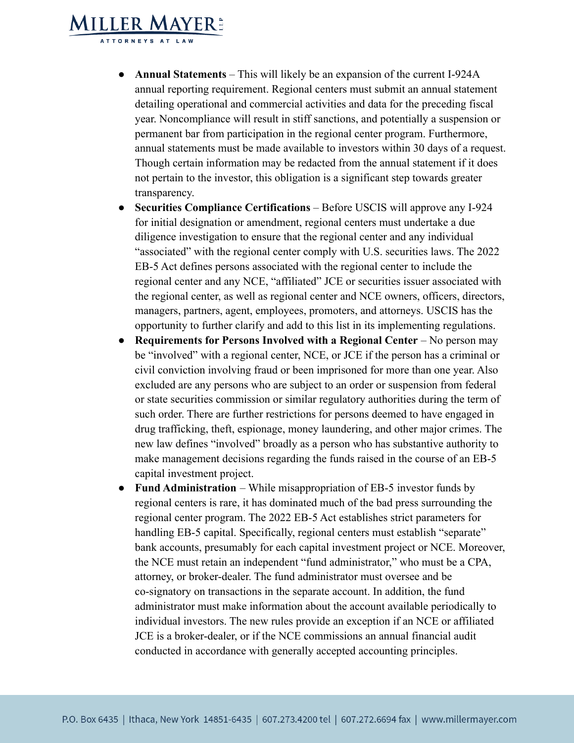- **Annual Statements** – This will likely be an expansion of the current I-924A annual reporting requirement. Regional centers must submit an annual statement detailing operational and commercial activities and data for the preceding fiscal year. Noncompliance will result in stiff sanctions, and potentially a suspension or permanent bar from participation in the regional center program. Furthermore, annual statements must be made available to investors within 30 days of a request. Though certain information may be redacted from the annual statement if it does not pertain to the investor, this obligation is a significant step towards greater transparency.
- **Securities Compliance Certifications** – Before USCIS will approve any I-924 for initial designation or amendment, regional centers must undertake a due diligence investigation to ensure that the regional center and any individual "associated" with the regional center comply with U.S. securities laws. The 2022 EB-5 Act defines persons associated with the regional center to include the regional center and any NCE, "affiliated" JCE or securities issuer associated with the regional center, as well as regional center and NCE owners, officers, directors, managers, partners, agent, employees, promoters, and attorneys. USCIS has the opportunity to further clarify and add to this list in its implementing regulations.
- **Requirements for Persons Involved with a Regional Center** – No person may be "involved" with a regional center, NCE, or JCE if the person has a criminal or civil conviction involving fraud or been imprisoned for more than one year. Also excluded are any persons who are subject to an order or suspension from federal or state securities commission or similar regulatory authorities during the term of such order. There are further restrictions for persons deemed to have engaged in drug trafficking, theft, espionage, money laundering, and other major crimes. The new law defines "involved" broadly as a person who has substantive authority to make management decisions regarding the funds raised in the course of an EB-5 capital investment project.
- **Fund Administration** – While misappropriation of EB-5 investor funds by regional centers is rare, it has dominated much of the bad press surrounding the regional center program. The 2022 EB-5 Act establishes strict parameters for handling EB-5 capital. Specifically, regional centers must establish "separate" bank accounts, presumably for each capital investment project or NCE. Moreover, the NCE must retain an independent "fund administrator," who must be a CPA, attorney, or broker-dealer. The fund administrator must oversee and be co-signatory on transactions in the separate account. In addition, the fund administrator must make information about the account available periodically to individual investors. The new rules provide an exception if an NCE or affiliated JCE is a broker-dealer, or if the NCE commissions an annual financial audit conducted in accordance with generally accepted accounting principles.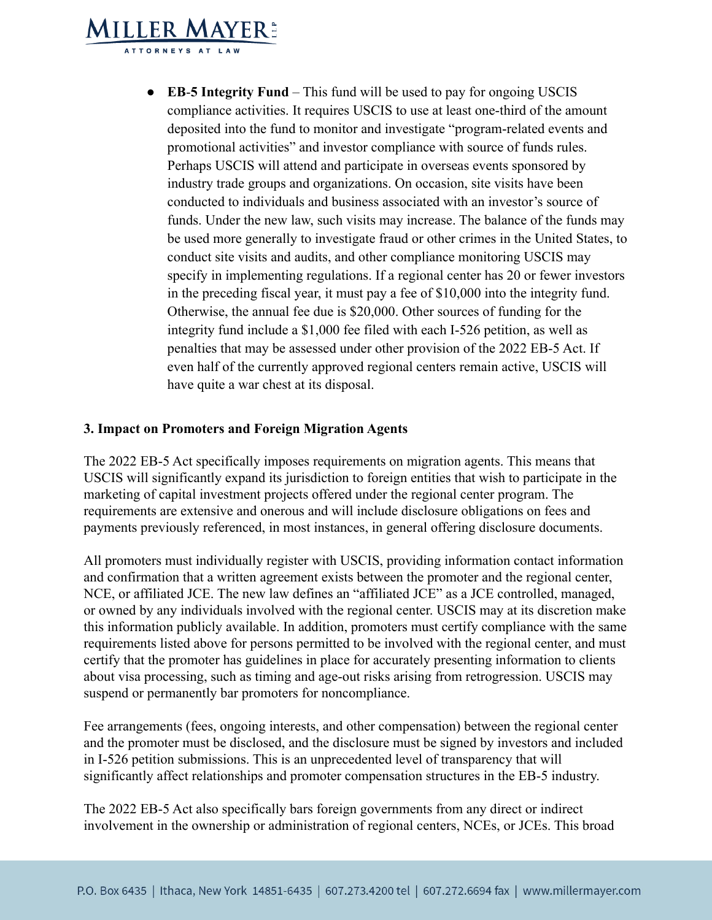- **EB-5 Integrity Fund** – This fund will be used to pay for ongoing USCIS compliance activities. It requires USCIS to use at least one-third of the amount deposited into the fund to monitor and investigate "program-related events and promotional activities" and investor compliance with source of funds rules. Perhaps USCIS will attend and participate in overseas events sponsored by industry trade groups and organizations. On occasion, site visits have been conducted to individuals and business associated with an investor's source of funds. Under the new law, such visits may increase. The balance of the funds may be used more generally to investigate fraud or other crimes in the United States, to conduct site visits and audits, and other compliance monitoring USCIS may specify in implementing regulations. If a regional center has 20 or fewer investors in the preceding fiscal year, it must pay a fee of $10,000 into the integrity fund. Otherwise, the annual fee due is $20,000. Other sources of funding for the integrity fund include a $1,000 fee filed with each I-526 petition, as well as penalties that may be assessed under other provision of the 2022 EB-5 Act. If even half of the currently approved regional centers remain active, USCIS will have quite a war chest at its disposal.

**3. Impact on Promoters and Foreign Migration Agents**

The 2022 EB-5 Act specifically imposes requirements on migration agents. This means that USCIS will significantly expand its jurisdiction to foreign entities that wish to participate in the marketing of capital investment projects offered under the regional center program. The requirements are extensive and onerous and will include disclosure obligations on fees and payments previously referenced, in most instances, in general offering disclosure documents.

All promoters must individually register with USCIS, providing information contact information and confirmation that a written agreement exists between the promoter and the regional center, NCE, or affiliated JCE. The new law defines an "affiliated JCE" as a JCE controlled, managed, or owned by any individuals involved with the regional center. USCIS may at its discretion make this information publicly available. In addition, promoters must certify compliance with the same requirements listed above for persons permitted to be involved with the regional center, and must certify that the promoter has guidelines in place for accurately presenting information to clients about visa processing, such as timing and age-out risks arising from retrogression. USCIS may suspend or permanently bar promoters for noncompliance.

Fee arrangements (fees, ongoing interests, and other compensation) between the regional center and the promoter must be disclosed, and the disclosure must be signed by investors and included in I-526 petition submissions. This is an unprecedented level of transparency that will significantly affect relationships and promoter compensation structures in the EB-5 industry.

The 2022 EB-5 Act also specifically bars foreign governments from any direct or indirect involvement in the ownership or administration of regional centers, NCEs, or JCEs. This broad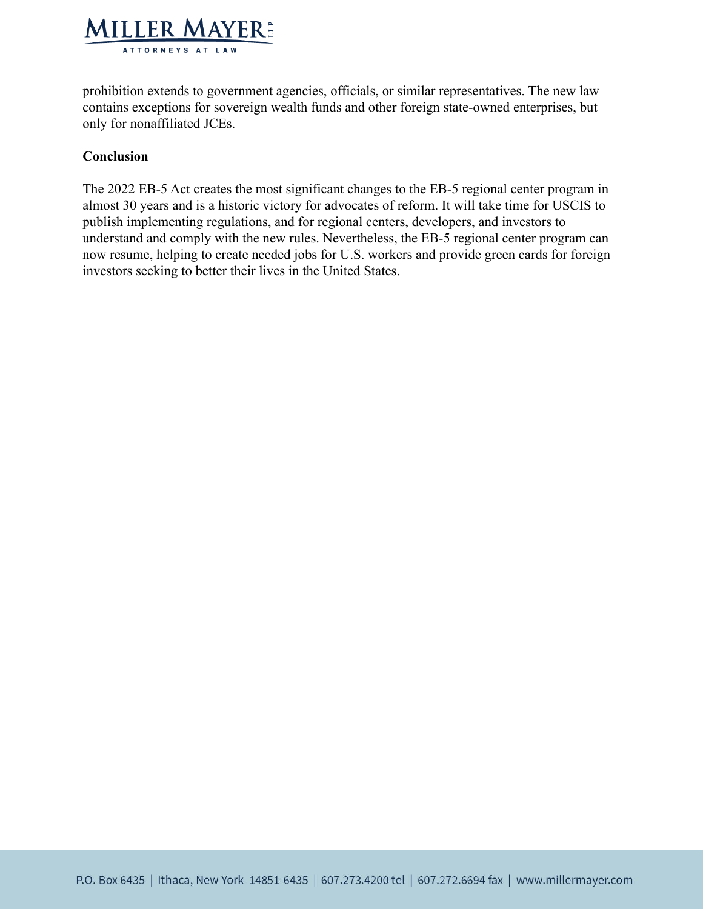prohibition extends to government agencies, officials, or similar representatives. The new law contains exceptions for sovereign wealth funds and other foreign state-owned enterprises, but only for nonaffiliated JCEs.

**Conclusion**

The 2022 EB-5 Act creates the most significant changes to the EB-5 regional center program in almost 30 years and is a historic victory for advocates of reform. It will take time for USCIS to publish implementing regulations, and for regional centers, developers, and investors to understand and comply with the new rules. Nevertheless, the EB-5 regional center program can now resume, helping to create needed jobs for U.S. workers and provide green cards for foreign investors seeking to better their lives in the United States.